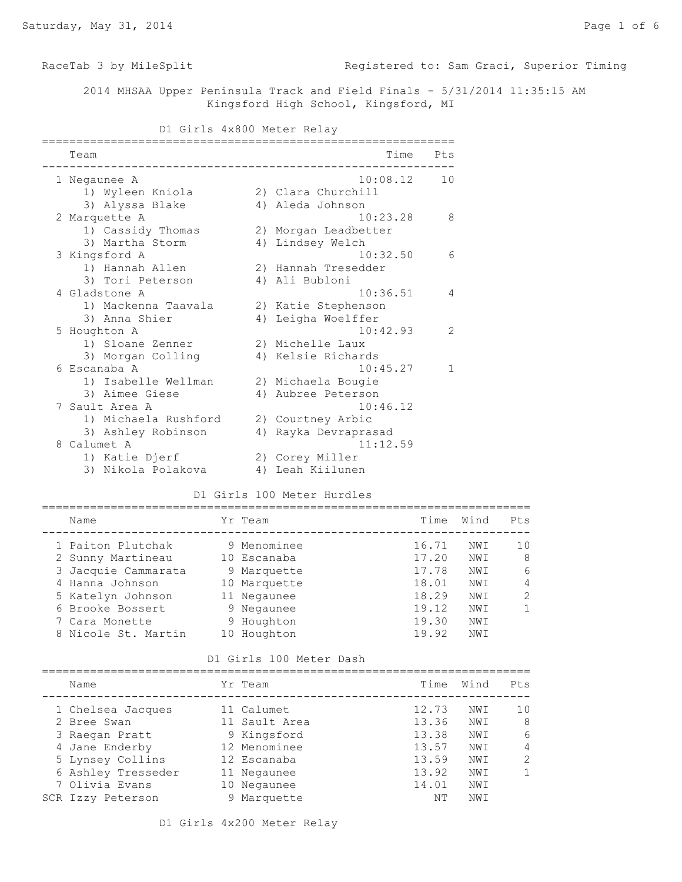RaceTab 3 by MileSplit — Registered to: Sam Graci, Superior Timing

# 2014 MHSAA Upper Peninsula Track and Field Finals - 5/31/2014 11:35:15 AM

Kingsford High School, Kingsford, MI

## D1 Girls 4x800 Meter Relay

| | Team | Time | Pts |
|---|---|---|---|
| 1 | Negaunee A | 10:08.12 | 10 |
| | 1) Wyleen Kniola 2) Clara Churchill 3) Alyssa Blake 4) Aleda Johnson | | |
| 2 | Marquette A | 10:23.28 | 8 |
| | 1) Cassidy Thomas 2) Morgan Leadbetter 3) Martha Storm 4) Lindsey Welch | | |
| 3 | Kingsford A | 10:32.50 | 6 |
| | 1) Hannah Allen 2) Hannah Tresedder 3) Tori Peterson 4) Ali Bubloni | | |
| 4 | Gladstone A | 10:36.51 | 4 |
| | 1) Mackenna Taavala 2) Katie Stephenson 3) Anna Shier 4) Leigha Woelffer | | |
| 5 | Houghton A | 10:42.93 | 2 |
| | 1) Sloane Zenner 2) Michelle Laux 3) Morgan Colling 4) Kelsie Richards | | |
| 6 | Escanaba A | 10:45.27 | 1 |
| | 1) Isabelle Wellman 2) Michaela Bougie 3) Aimee Giese 4) Aubree Peterson | | |
| 7 | Sault Area A | 10:46.12 | |
| | 1) Michaela Rushford 2) Courtney Arbic 3) Ashley Robinson 4) Rayka Devraprasad | | |
| 8 | Calumet A | 11:12.59 | |
| | 1) Katie Djerf 2) Corey Miller 3) Nikola Polakova 4) Leah Kiilunen | | |

## D1 Girls 100 Meter Hurdles

| | Name | Yr | Team | Time | Wind | Pts |
|---|---|---|---|---|---|---|
| 1 | Paiton Plutchak | 9 | Menominee | 16.71 | NWI | 10 |
| 2 | Sunny Martineau | 10 | Escanaba | 17.20 | NWI | 8 |
| 3 | Jacquie Cammarata | 9 | Marquette | 17.78 | NWI | 6 |
| 4 | Hanna Johnson | 10 | Marquette | 18.01 | NWI | 4 |
| 5 | Katelyn Johnson | 11 | Negaunee | 18.29 | NWI | 2 |
| 6 | Brooke Bossert | 9 | Negaunee | 19.12 | NWI | 1 |
| 7 | Cara Monette | 9 | Houghton | 19.30 | NWI | |
| 8 | Nicole St. Martin | 10 | Houghton | 19.92 | NWI | |

## D1 Girls 100 Meter Dash

| | Name | Yr | Team | Time | Wind | Pts |
|---|---|---|---|---|---|---|
| 1 | Chelsea Jacques | 11 | Calumet | 12.73 | NWI | 10 |
| 2 | Bree Swan | 11 | Sault Area | 13.36 | NWI | 8 |
| 3 | Raegan Pratt | 9 | Kingsford | 13.38 | NWI | 6 |
| 4 | Jane Enderby | 12 | Menominee | 13.57 | NWI | 4 |
| 5 | Lynsey Collins | 12 | Escanaba | 13.59 | NWI | 2 |
| 6 | Ashley Tresseder | 11 | Negaunee | 13.92 | NWI | 1 |
| 7 | Olivia Evans | 10 | Negaunee | 14.01 | NWI | |
| SCR | Izzy Peterson | 9 | Marquette | NT | NWI | |

## D1 Girls 4x200 Meter Relay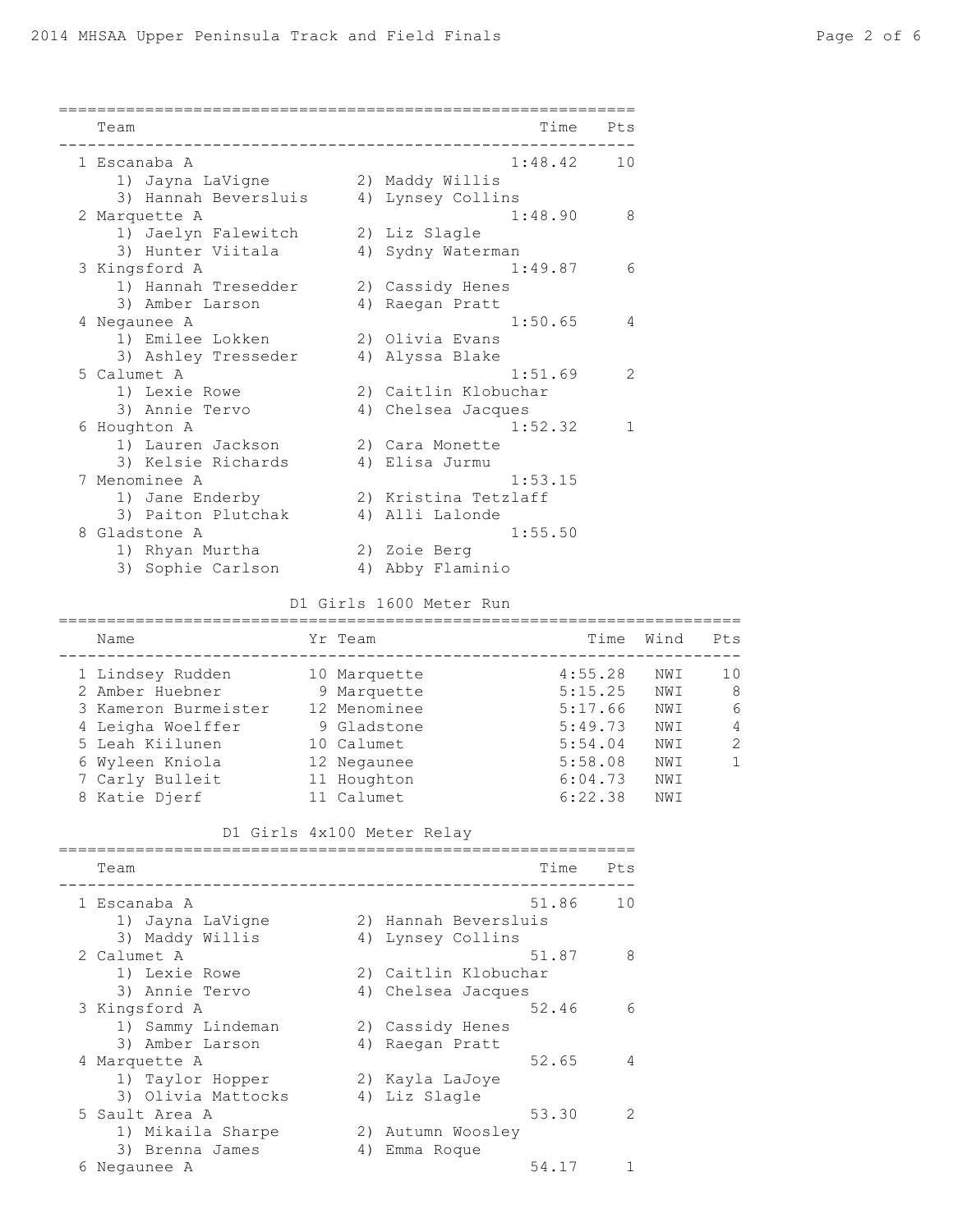| Team | Time | Pts |
|---|---|---|
| 1 Escanaba A | 1:48.42 | 10 |
| 1) Jayna LaVigne 2) Maddy Willis 3) Hannah Beversluis 4) Lynsey Collins | | |
| 2 Marquette A | 1:48.90 | 8 |
| 1) Jaelyn Falewitch 2) Liz Slagle 3) Hunter Viitala 4) Sydny Waterman | | |
| 3 Kingsford A | 1:49.87 | 6 |
| 1) Hannah Tresedder 2) Cassidy Henes 3) Amber Larson 4) Raegan Pratt | | |
| 4 Negaunee A | 1:50.65 | 4 |
| 1) Emilee Lokken 2) Olivia Evans 3) Ashley Tresseder 4) Alyssa Blake | | |
| 5 Calumet A | 1:51.69 | 2 |
| 1) Lexie Rowe 2) Caitlin Klobuchar 3) Annie Tervo 4) Chelsea Jacques | | |
| 6 Houghton A | 1:52.32 | 1 |
| 1) Lauren Jackson 2) Cara Monette 3) Kelsie Richards 4) Elisa Jurmu | | |
| 7 Menominee A | 1:53.15 | |
| 1) Jane Enderby 2) Kristina Tetzlaff 3) Paiton Plutchak 4) Alli Lalonde | | |
| 8 Gladstone A | 1:55.50 | |
| 1) Rhyan Murtha 2) Zoie Berg 3) Sophie Carlson 4) Abby Flaminio | | |

## D1 Girls 1600 Meter Run

| Name | Yr | Team | Time | Wind | Pts |
|---|---|---|---|---|---|
| 1 Lindsey Rudden | 10 | Marquette | 4:55.28 | NWI | 10 |
| 2 Amber Huebner | 9 | Marquette | 5:15.25 | NWI | 8 |
| 3 Kameron Burmeister | 12 | Menominee | 5:17.66 | NWI | 6 |
| 4 Leigha Woelffer | 9 | Gladstone | 5:49.73 | NWI | 4 |
| 5 Leah Kiilunen | 10 | Calumet | 5:54.04 | NWI | 2 |
| 6 Wyleen Kniola | 12 | Negaunee | 5:58.08 | NWI | 1 |
| 7 Carly Bulleit | 11 | Houghton | 6:04.73 | NWI | |
| 8 Katie Djerf | 11 | Calumet | 6:22.38 | NWI | |

## D1 Girls 4x100 Meter Relay

| Team | Time | Pts |
|---|---|---|
| 1 Escanaba A | 51.86 | 10 |
| 1) Jayna LaVigne 2) Hannah Beversluis 3) Maddy Willis 4) Lynsey Collins | | |
| 2 Calumet A | 51.87 | 8 |
| 1) Lexie Rowe 2) Caitlin Klobuchar 3) Annie Tervo 4) Chelsea Jacques | | |
| 3 Kingsford A | 52.46 | 6 |
| 1) Sammy Lindeman 2) Cassidy Henes 3) Amber Larson 4) Raegan Pratt | | |
| 4 Marquette A | 52.65 | 4 |
| 1) Taylor Hopper 2) Kayla LaJoye 3) Olivia Mattocks 4) Liz Slagle | | |
| 5 Sault Area A | 53.30 | 2 |
| 1) Mikaila Sharpe 2) Autumn Woosley 3) Brenna James 4) Emma Roque | | |
| 6 Negaunee A | 54.17 | 1 |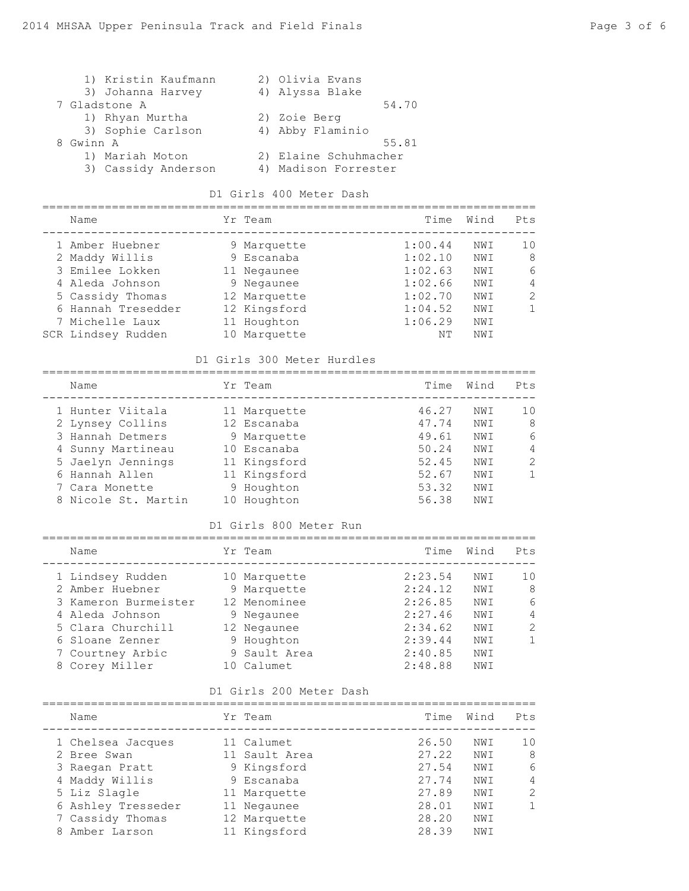1) Kristin Kaufmann 2) Olivia Evans
3) Johanna Harvey 4) Alyssa Blake

7 Gladstone A 54.70
1) Rhyan Murtha 2) Zoie Berg
3) Sophie Carlson 4) Abby Flaminio

8 Gwinn A 55.81
1) Mariah Moton 2) Elaine Schuhmacher
3) Cassidy Anderson 4) Madison Forrester

## D1 Girls 400 Meter Dash

| | Name | Yr | Team | Time | Wind | Pts |
|---|---|---|---|---|---|---|
| 1 | Amber Huebner | 9 | Marquette | 1:00.44 | NWI | 10 |
| 2 | Maddy Willis | 9 | Escanaba | 1:02.10 | NWI | 8 |
| 3 | Emilee Lokken | 11 | Negaunee | 1:02.63 | NWI | 6 |
| 4 | Aleda Johnson | 9 | Negaunee | 1:02.66 | NWI | 4 |
| 5 | Cassidy Thomas | 12 | Marquette | 1:02.70 | NWI | 2 |
| 6 | Hannah Tresedder | 12 | Kingsford | 1:04.52 | NWI | 1 |
| 7 | Michelle Laux | 11 | Houghton | 1:06.29 | NWI | |
| SCR | Lindsey Rudden | 10 | Marquette | NT | NWI | |

## D1 Girls 300 Meter Hurdles

| | Name | Yr | Team | Time | Wind | Pts |
|---|---|---|---|---|---|---|
| 1 | Hunter Viitala | 11 | Marquette | 46.27 | NWI | 10 |
| 2 | Lynsey Collins | 12 | Escanaba | 47.74 | NWI | 8 |
| 3 | Hannah Detmers | 9 | Marquette | 49.61 | NWI | 6 |
| 4 | Sunny Martineau | 10 | Escanaba | 50.24 | NWI | 4 |
| 5 | Jaelyn Jennings | 11 | Kingsford | 52.45 | NWI | 2 |
| 6 | Hannah Allen | 11 | Kingsford | 52.67 | NWI | 1 |
| 7 | Cara Monette | 9 | Houghton | 53.32 | NWI | |
| 8 | Nicole St. Martin | 10 | Houghton | 56.38 | NWI | |

## D1 Girls 800 Meter Run

| | Name | Yr | Team | Time | Wind | Pts |
|---|---|---|---|---|---|---|
| 1 | Lindsey Rudden | 10 | Marquette | 2:23.54 | NWI | 10 |
| 2 | Amber Huebner | 9 | Marquette | 2:24.12 | NWI | 8 |
| 3 | Kameron Burmeister | 12 | Menominee | 2:26.85 | NWI | 6 |
| 4 | Aleda Johnson | 9 | Negaunee | 2:27.46 | NWI | 4 |
| 5 | Clara Churchill | 12 | Negaunee | 2:34.62 | NWI | 2 |
| 6 | Sloane Zenner | 9 | Houghton | 2:39.44 | NWI | 1 |
| 7 | Courtney Arbic | 9 | Sault Area | 2:40.85 | NWI | |
| 8 | Corey Miller | 10 | Calumet | 2:48.88 | NWI | |

## D1 Girls 200 Meter Dash

| | Name | Yr | Team | Time | Wind | Pts |
|---|---|---|---|---|---|---|
| 1 | Chelsea Jacques | 11 | Calumet | 26.50 | NWI | 10 |
| 2 | Bree Swan | 11 | Sault Area | 27.22 | NWI | 8 |
| 3 | Raegan Pratt | 9 | Kingsford | 27.54 | NWI | 6 |
| 4 | Maddy Willis | 9 | Escanaba | 27.74 | NWI | 4 |
| 5 | Liz Slagle | 11 | Marquette | 27.89 | NWI | 2 |
| 6 | Ashley Tresseder | 11 | Negaunee | 28.01 | NWI | 1 |
| 7 | Cassidy Thomas | 12 | Marquette | 28.20 | NWI | |
| 8 | Amber Larson | 11 | Kingsford | 28.39 | NWI | |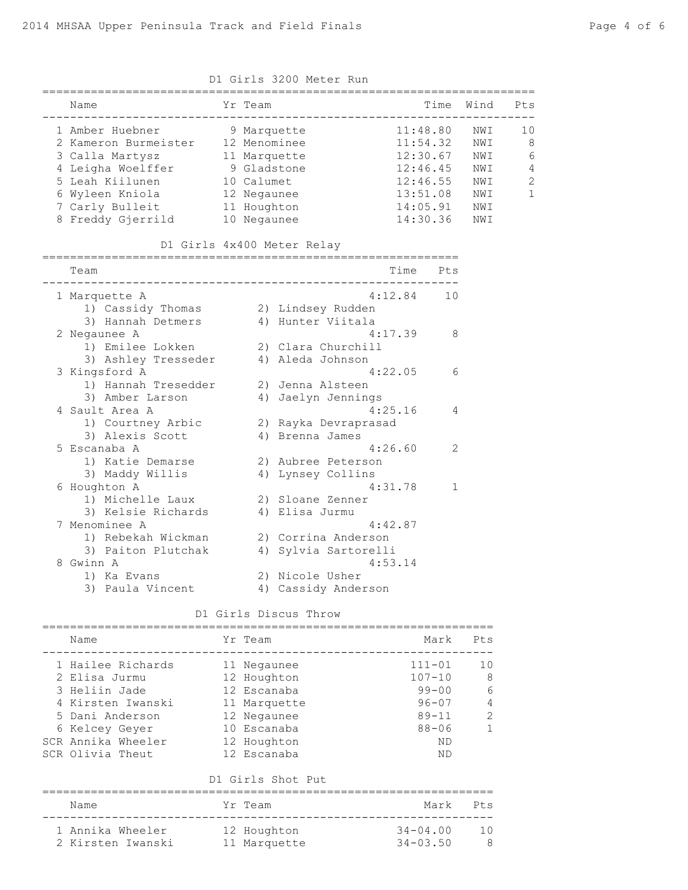## D1 Girls 3200 Meter Run

| | Name | Yr | Team | Time | Wind | Pts |
|---|---|---|---|---|---|---|
| 1 | Amber Huebner | 9 | Marquette | 11:48.80 | NWI | 10 |
| 2 | Kameron Burmeister | 12 | Menominee | 11:54.32 | NWI | 8 |
| 3 | Calla Martysz | 11 | Marquette | 12:30.67 | NWI | 6 |
| 4 | Leigha Woelffer | 9 | Gladstone | 12:46.45 | NWI | 4 |
| 5 | Leah Kiilunen | 10 | Calumet | 12:46.55 | NWI | 2 |
| 6 | Wyleen Kniola | 12 | Negaunee | 13:51.08 | NWI | 1 |
| 7 | Carly Bulleit | 11 | Houghton | 14:05.91 | NWI | |
| 8 | Freddy Gjerrild | 10 | Negaunee | 14:30.36 | NWI | |

## D1 Girls 4x400 Meter Relay

| | Team | Time | Pts |
|---|---|---|---|
| 1 | Marquette A | 4:12.84 | 10 |
| | 1) Cassidy Thomas, 2) Lindsey Rudden, 3) Hannah Detmers, 4) Hunter Viitala | | |
| 2 | Negaunee A | 4:17.39 | 8 |
| | 1) Emilee Lokken, 2) Clara Churchill, 3) Ashley Tresseder, 4) Aleda Johnson | | |
| 3 | Kingsford A | 4:22.05 | 6 |
| | 1) Hannah Tresedder, 2) Jenna Alsteen, 3) Amber Larson, 4) Jaelyn Jennings | | |
| 4 | Sault Area A | 4:25.16 | 4 |
| | 1) Courtney Arbic, 2) Rayka Devraprasad, 3) Alexis Scott, 4) Brenna James | | |
| 5 | Escanaba A | 4:26.60 | 2 |
| | 1) Katie Demarse, 2) Aubree Peterson, 3) Maddy Willis, 4) Lynsey Collins | | |
| 6 | Houghton A | 4:31.78 | 1 |
| | 1) Michelle Laux, 2) Sloane Zenner, 3) Kelsie Richards, 4) Elisa Jurmu | | |
| 7 | Menominee A | 4:42.87 | |
| | 1) Rebekah Wickman, 2) Corrina Anderson, 3) Paiton Plutchak, 4) Sylvia Sartorelli | | |
| 8 | Gwinn A | 4:53.14 | |
| | 1) Ka Evans, 2) Nicole Usher, 3) Paula Vincent, 4) Cassidy Anderson | | |

## D1 Girls Discus Throw

| | Name | Yr | Team | Mark | Pts |
|---|---|---|---|---|---|
| 1 | Hailee Richards | 11 | Negaunee | 111-01 | 10 |
| 2 | Elisa Jurmu | 12 | Houghton | 107-10 | 8 |
| 3 | Heliin Jade | 12 | Escanaba | 99-00 | 6 |
| 4 | Kirsten Iwanski | 11 | Marquette | 96-07 | 4 |
| 5 | Dani Anderson | 12 | Negaunee | 89-11 | 2 |
| 6 | Kelcey Geyer | 10 | Escanaba | 88-06 | 1 |
| SCR | Annika Wheeler | 12 | Houghton | ND | |
| SCR | Olivia Theut | 12 | Escanaba | ND | |

## D1 Girls Shot Put

| | Name | Yr | Team | Mark | Pts |
|---|---|---|---|---|---|
| 1 | Annika Wheeler | 12 | Houghton | 34-04.00 | 10 |
| 2 | Kirsten Iwanski | 11 | Marquette | 34-03.50 | 8 |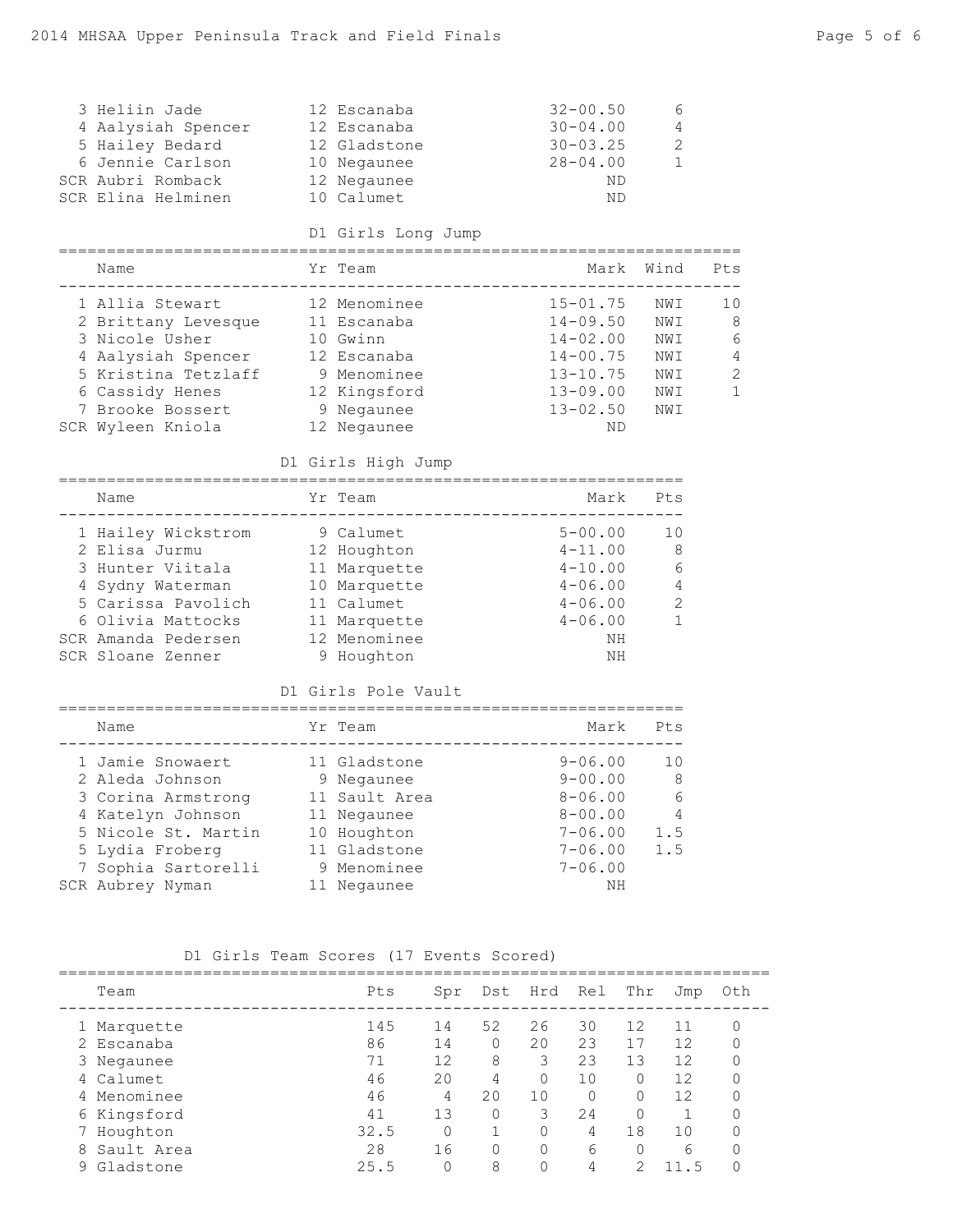| Place | Name | Yr | Team | Mark | Pts |
|---|---|---|---|---|---|
| 3 | Heliin Jade | 12 | Escanaba | 32-00.50 | 6 |
| 4 | Aalysiah Spencer | 12 | Escanaba | 30-04.00 | 4 |
| 5 | Hailey Bedard | 12 | Gladstone | 30-03.25 | 2 |
| 6 | Jennie Carlson | 10 | Negaunee | 28-04.00 | 1 |
| SCR | Aubri Romback | 12 | Negaunee | ND | |
| SCR | Elina Helminen | 10 | Calumet | ND | |

## D1 Girls Long Jump

| Place | Name | Yr | Team | Mark | Wind | Pts |
|---|---|---|---|---|---|---|
| 1 | Allia Stewart | 12 | Menominee | 15-01.75 | NWI | 10 |
| 2 | Brittany Levesque | 11 | Escanaba | 14-09.50 | NWI | 8 |
| 3 | Nicole Usher | 10 | Gwinn | 14-02.00 | NWI | 6 |
| 4 | Aalysiah Spencer | 12 | Escanaba | 14-00.75 | NWI | 4 |
| 5 | Kristina Tetzlaff | 9 | Menominee | 13-10.75 | NWI | 2 |
| 6 | Cassidy Henes | 12 | Kingsford | 13-09.00 | NWI | 1 |
| 7 | Brooke Bossert | 9 | Negaunee | 13-02.50 | NWI | |
| SCR | Wyleen Kniola | 12 | Negaunee | ND | | |

## D1 Girls High Jump

| Place | Name | Yr | Team | Mark | Pts |
|---|---|---|---|---|---|
| 1 | Hailey Wickstrom | 9 | Calumet | 5-00.00 | 10 |
| 2 | Elisa Jurmu | 12 | Houghton | 4-11.00 | 8 |
| 3 | Hunter Viitala | 11 | Marquette | 4-10.00 | 6 |
| 4 | Sydny Waterman | 10 | Marquette | 4-06.00 | 4 |
| 5 | Carissa Pavolich | 11 | Calumet | 4-06.00 | 2 |
| 6 | Olivia Mattocks | 11 | Marquette | 4-06.00 | 1 |
| SCR | Amanda Pedersen | 12 | Menominee | NH | |
| SCR | Sloane Zenner | 9 | Houghton | NH | |

## D1 Girls Pole Vault

| Place | Name | Yr | Team | Mark | Pts |
|---|---|---|---|---|---|
| 1 | Jamie Snowaert | 11 | Gladstone | 9-06.00 | 10 |
| 2 | Aleda Johnson | 9 | Negaunee | 9-00.00 | 8 |
| 3 | Corina Armstrong | 11 | Sault Area | 8-06.00 | 6 |
| 4 | Katelyn Johnson | 11 | Negaunee | 8-00.00 | 4 |
| 5 | Nicole St. Martin | 10 | Houghton | 7-06.00 | 1.5 |
| 5 | Lydia Froberg | 11 | Gladstone | 7-06.00 | 1.5 |
| 7 | Sophia Sartorelli | 9 | Menominee | 7-06.00 | |
| SCR | Aubrey Nyman | 11 | Negaunee | NH | |

## D1 Girls Team Scores (17 Events Scored)

| Place | Team | Pts | Spr | Dst | Hrd | Rel | Thr | Jmp | Oth |
|---|---|---|---|---|---|---|---|---|---|
| 1 | Marquette | 145 | 14 | 52 | 26 | 30 | 12 | 11 | 0 |
| 2 | Escanaba | 86 | 14 | 0 | 20 | 23 | 17 | 12 | 0 |
| 3 | Negaunee | 71 | 12 | 8 | 3 | 23 | 13 | 12 | 0 |
| 4 | Calumet | 46 | 20 | 4 | 0 | 10 | 0 | 12 | 0 |
| 4 | Menominee | 46 | 4 | 20 | 10 | 0 | 0 | 12 | 0 |
| 6 | Kingsford | 41 | 13 | 0 | 3 | 24 | 0 | 1 | 0 |
| 7 | Houghton | 32.5 | 0 | 1 | 0 | 4 | 18 | 10 | 0 |
| 8 | Sault Area | 28 | 16 | 0 | 0 | 6 | 0 | 6 | 0 |
| 9 | Gladstone | 25.5 | 0 | 8 | 0 | 4 | 2 | 11.5 | 0 |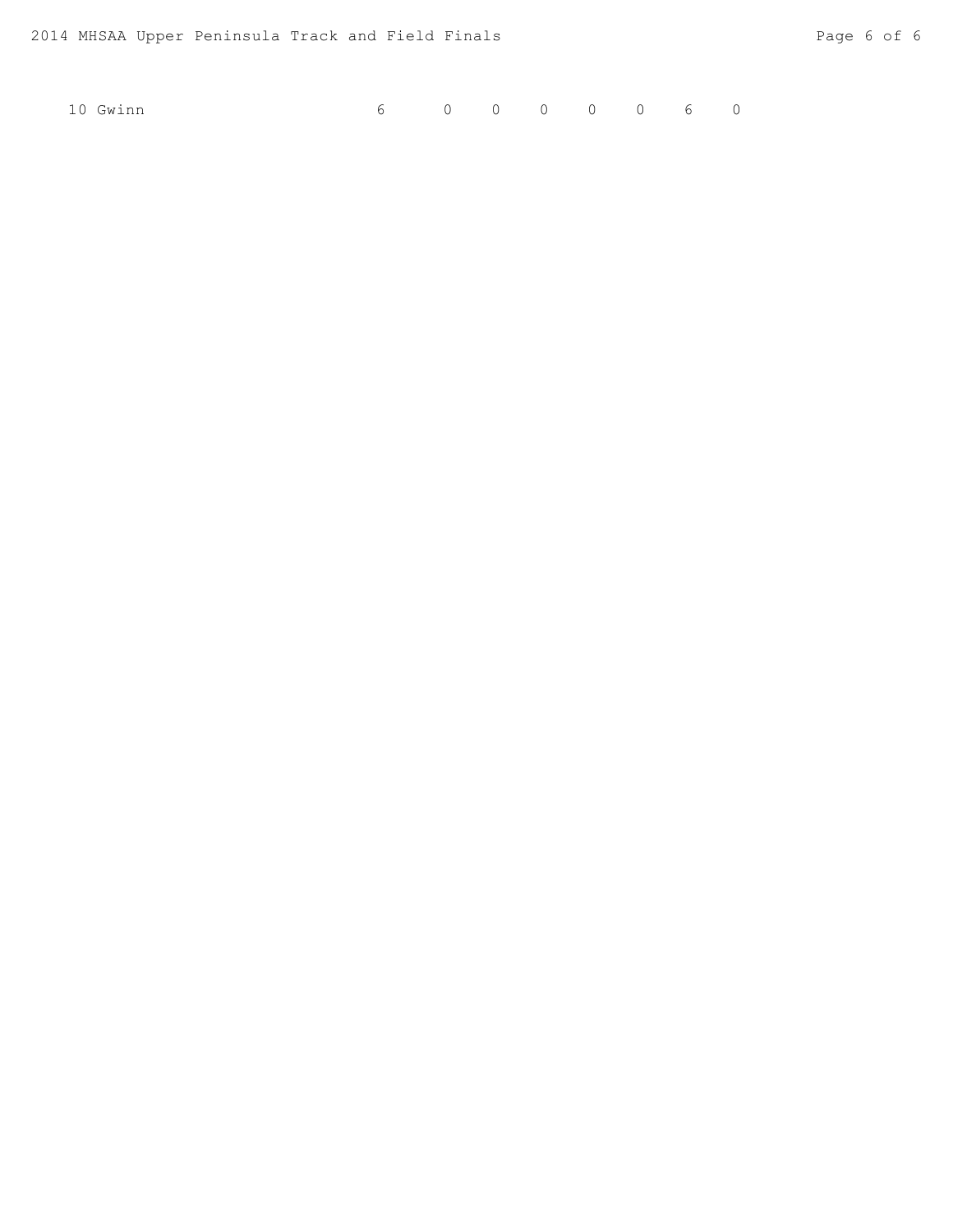| | | | | | | | | |
|---|---|---|---|---|---|---|---|---|
| 10 | Gwinn | 6 | 0 | 0 | 0 | 0 | 0 | 6 | 0 |